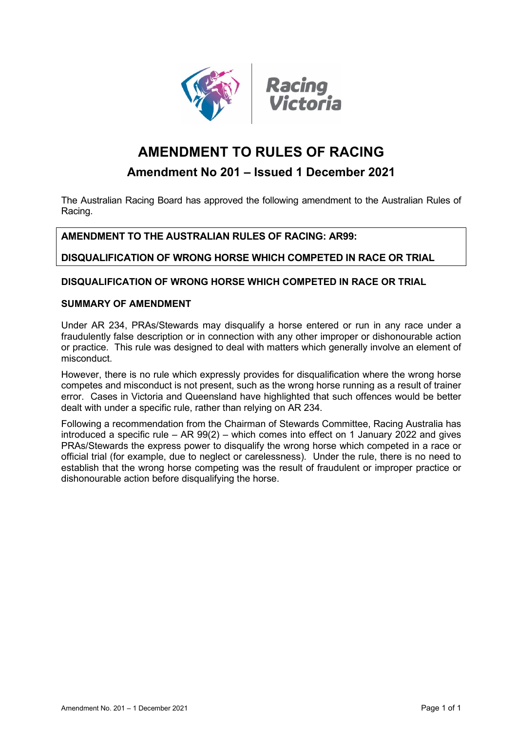Racing Victoria

# AMENDMENT TO RULES OF RACING

## Amendment No 201 – Issued 1 December 2021

The Australian Racing Board has approved the following amendment to the Australian Rules of Racing.

**AMENDMENT TO THE AUSTRALIAN RULES OF RACING: AR99:**

**DISQUALIFICATION OF WRONG HORSE WHICH COMPETED IN RACE OR TRIAL**

### DISQUALIFICATION OF WRONG HORSE WHICH COMPETED IN RACE OR TRIAL

### SUMMARY OF AMENDMENT

Under AR 234, PRAs/Stewards may disqualify a horse entered or run in any race under a fraudulently false description or in connection with any other improper or dishonourable action or practice. This rule was designed to deal with matters which generally involve an element of misconduct.

However, there is no rule which expressly provides for disqualification where the wrong horse competes and misconduct is not present, such as the wrong horse running as a result of trainer error. Cases in Victoria and Queensland have highlighted that such offences would be better dealt with under a specific rule, rather than relying on AR 234.

Following a recommendation from the Chairman of Stewards Committee, Racing Australia has introduced a specific rule – AR 99(2) – which comes into effect on 1 January 2022 and gives PRAs/Stewards the express power to disqualify the wrong horse which competed in a race or official trial (for example, due to neglect or carelessness). Under the rule, there is no need to establish that the wrong horse competing was the result of fraudulent or improper practice or dishonourable action before disqualifying the horse.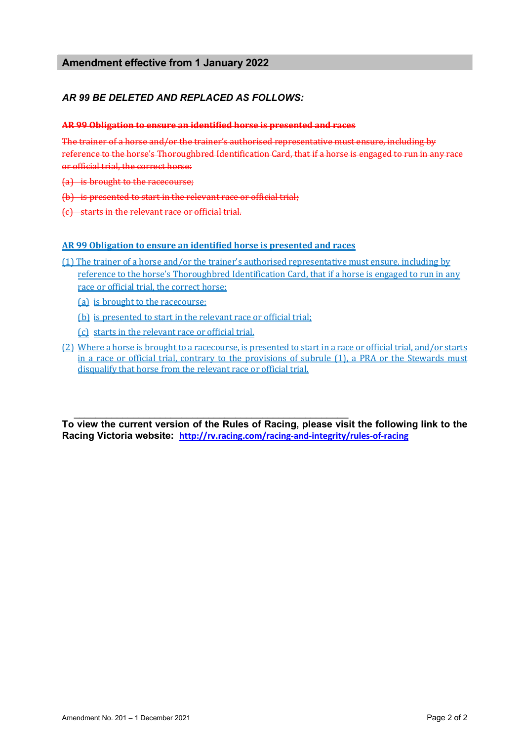## Amendment effective from 1 January 2022

***AR 99 BE DELETED AND REPLACED AS FOLLOWS:***

~~**AR 99 Obligation to ensure an identified horse is presented and races**~~

~~The trainer of a horse and/or the trainer's authorised representative must ensure, including by reference to the horse's Thoroughbred Identification Card, that if a horse is engaged to run in any race or official trial, the correct horse:~~

~~(a) is brought to the racecourse;~~

~~(b) is presented to start in the relevant race or official trial;~~

~~(c) starts in the relevant race or official trial.~~

<u>**AR 99 Obligation to ensure an identified horse is presented and races**</u>

<u>(1) The trainer of a horse and/or the trainer's authorised representative must ensure, including by reference to the horse's Thoroughbred Identification Card, that if a horse is engaged to run in any race or official trial, the correct horse:</u>

<u>(a) is brought to the racecourse;</u>

<u>(b) is presented to start in the relevant race or official trial;</u>

<u>(c) starts in the relevant race or official trial.</u>

<u>(2) Where a horse is brought to a racecourse, is presented to start in a race or official trial, and/or starts in a race or official trial, contrary to the provisions of subrule (1), a PRA or the Stewards must disqualify that horse from the relevant race or official trial.</u>

---

**To view the current version of the Rules of Racing, please visit the following link to the Racing Victoria website:** [http://rv.racing.com/racing-and-integrity/rules-of-racing](http://rv.racing.com/racing-and-integrity/rules-of-racing)

Amendment No. 201 – 1 December 2021